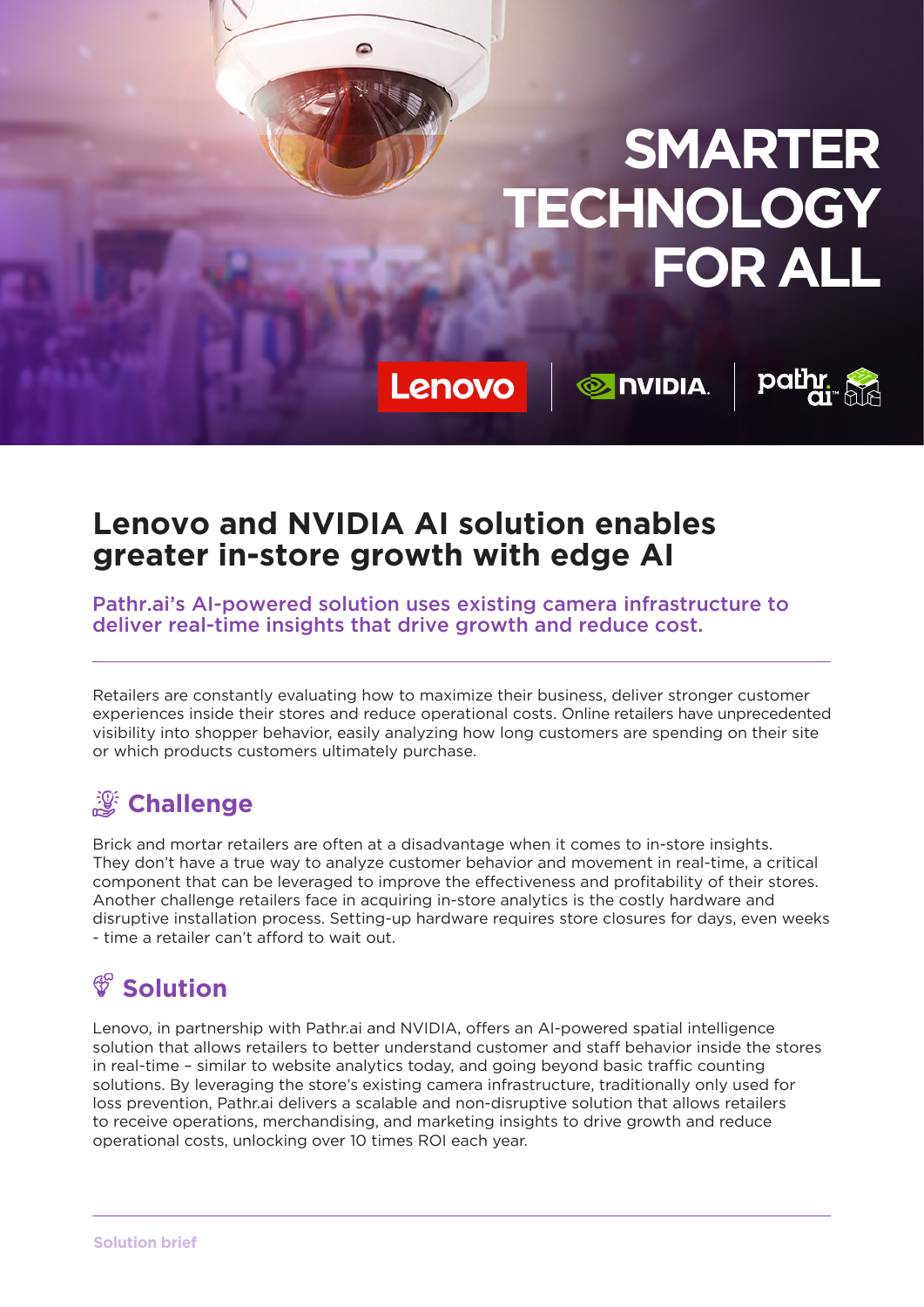# SMARTER TECHNOLOGY FOR ALL

Lenovo | NVIDIA | pathr.ai

## Lenovo and NVIDIA AI solution enables greater in-store growth with edge AI

**Pathr.ai's AI-powered solution uses existing camera infrastructure to deliver real-time insights that drive growth and reduce cost.**

Retailers are constantly evaluating how to maximize their business, deliver stronger customer experiences inside their stores and reduce operational costs. Online retailers have unprecedented visibility into shopper behavior, easily analyzing how long customers are spending on their site or which products customers ultimately purchase.

### Challenge

Brick and mortar retailers are often at a disadvantage when it comes to in-store insights. They don't have a true way to analyze customer behavior and movement in real-time, a critical component that can be leveraged to improve the effectiveness and profitability of their stores. Another challenge retailers face in acquiring in-store analytics is the costly hardware and disruptive installation process. Setting-up hardware requires store closures for days, even weeks - time a retailer can't afford to wait out.

### Solution

Lenovo, in partnership with Pathr.ai and NVIDIA, offers an AI-powered spatial intelligence solution that allows retailers to better understand customer and staff behavior inside the stores in real-time – similar to website analytics today, and going beyond basic traffic counting solutions. By leveraging the store's existing camera infrastructure, traditionally only used for loss prevention, Pathr.ai delivers a scalable and non-disruptive solution that allows retailers to receive operations, merchandising, and marketing insights to drive growth and reduce operational costs, unlocking over 10 times ROI each year.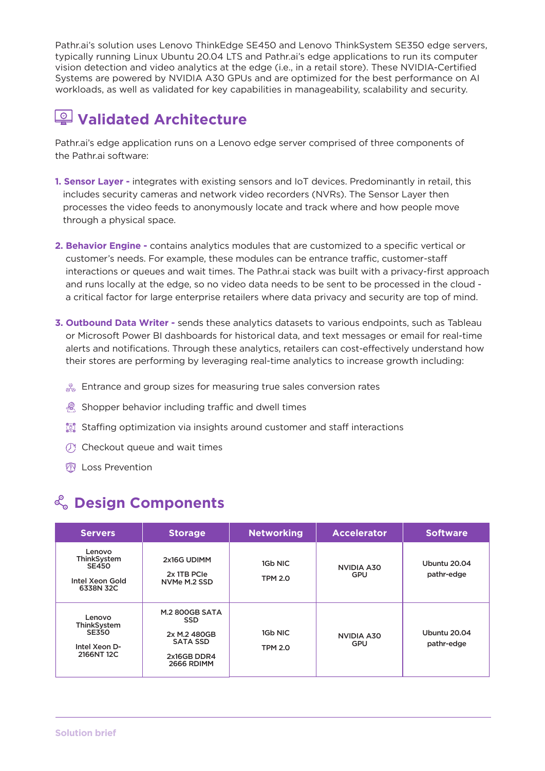Pathr.ai's solution uses Lenovo ThinkEdge SE450 and Lenovo ThinkSystem SE350 edge servers, typically running Linux Ubuntu 20.04 LTS and Pathr.ai's edge applications to run its computer vision detection and video analytics at the edge (i.e., in a retail store). These NVIDIA-Certified Systems are powered by NVIDIA A30 GPUs and are optimized for the best performance on AI workloads, as well as validated for key capabilities in manageability, scalability and security.

## Validated Architecture

Pathr.ai's edge application runs on a Lenovo edge server comprised of three components of the Pathr.ai software:

1. **Sensor Layer -** integrates with existing sensors and IoT devices. Predominantly in retail, this includes security cameras and network video recorders (NVRs). The Sensor Layer then processes the video feeds to anonymously locate and track where and how people move through a physical space.

2. **Behavior Engine -** contains analytics modules that are customized to a specific vertical or customer's needs. For example, these modules can be entrance traffic, customer-staff interactions or queues and wait times. The Pathr.ai stack was built with a privacy-first approach and runs locally at the edge, so no video data needs to be sent to be processed in the cloud - a critical factor for large enterprise retailers where data privacy and security are top of mind.

3. **Outbound Data Writer -** sends these analytics datasets to various endpoints, such as Tableau or Microsoft Power BI dashboards for historical data, and text messages or email for real-time alerts and notifications. Through these analytics, retailers can cost-effectively understand how their stores are performing by leveraging real-time analytics to increase growth including:

- Entrance and group sizes for measuring true sales conversion rates
- Shopper behavior including traffic and dwell times
- Staffing optimization via insights around customer and staff interactions
- Checkout queue and wait times
- Loss Prevention

## Design Components

| Servers | Storage | Networking | Accelerator | Software |
|---|---|---|---|---|
| Lenovo ThinkSystem SE450<br><br>Intel Xeon Gold 6338N 32C | 2x16G UDIMM<br><br>2x 1TB PCIe NVMe M.2 SSD | 1Gb NIC<br><br>TPM 2.0 | NVIDIA A30 GPU | Ubuntu 20.04<br><br>pathr-edge |
| Lenovo ThinkSystem SE350<br><br>Intel Xeon D-2166NT 12C | M.2 800GB SATA SSD<br><br>2x M.2 480GB SATA SSD<br><br>2x16GB DDR4 2666 RDIMM | 1Gb NIC<br><br>TPM 2.0 | NVIDIA A30 GPU | Ubuntu 20.04<br><br>pathr-edge |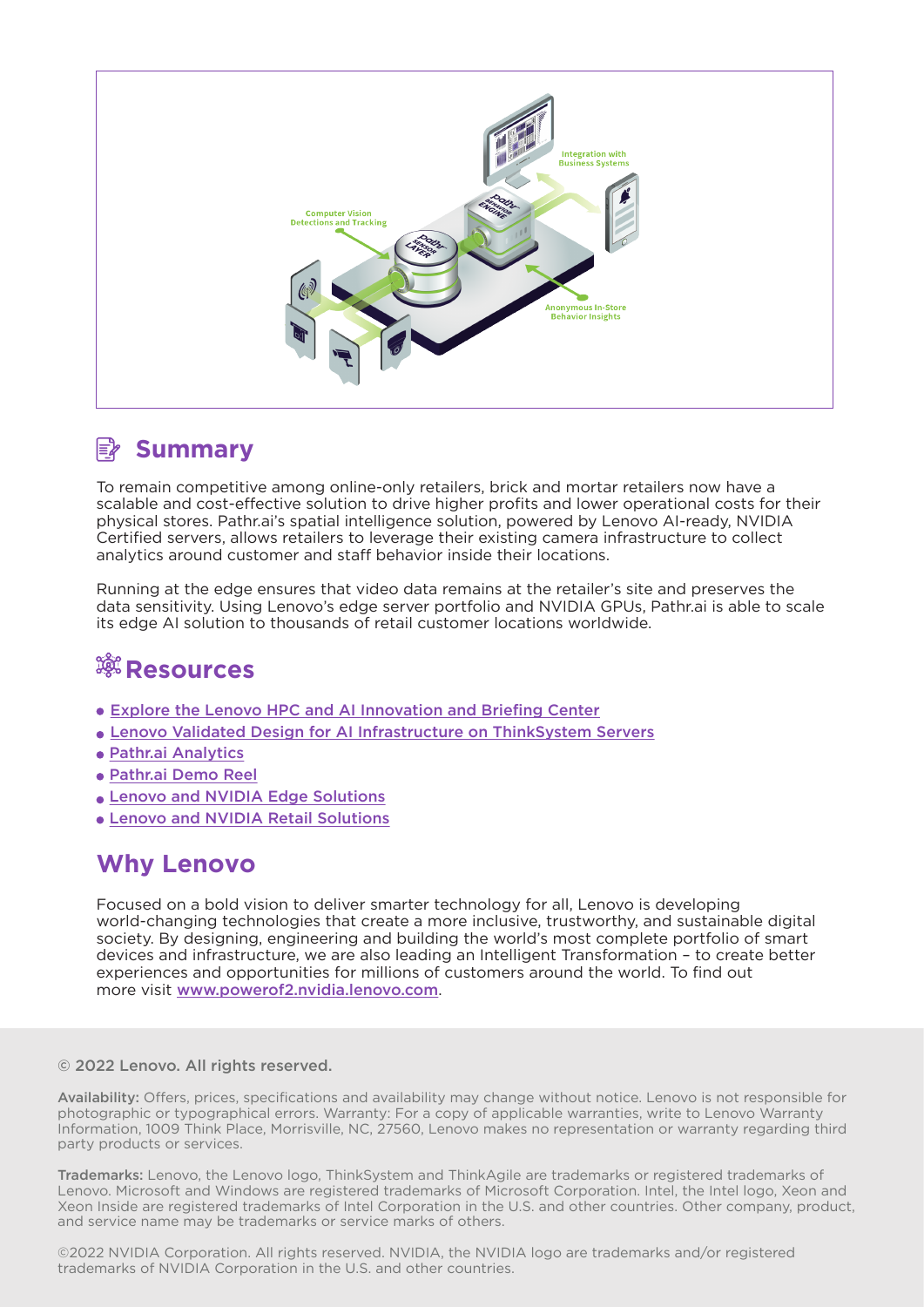Computer Vision Detections and Tracking

Integration with Business Systems

Anonymous In-Store Behavior Insights

## Summary

To remain competitive among online-only retailers, brick and mortar retailers now have a scalable and cost-effective solution to drive higher profits and lower operational costs for their physical stores. Pathr.ai's spatial intelligence solution, powered by Lenovo AI-ready, NVIDIA Certified servers, allows retailers to leverage their existing camera infrastructure to collect analytics around customer and staff behavior inside their locations.

Running at the edge ensures that video data remains at the retailer's site and preserves the data sensitivity. Using Lenovo's edge server portfolio and NVIDIA GPUs, Pathr.ai is able to scale its edge AI solution to thousands of retail customer locations worldwide.

## Resources

- Explore the Lenovo HPC and AI Innovation and Briefing Center
- Lenovo Validated Design for AI Infrastructure on ThinkSystem Servers
- Pathr.ai Analytics
- Pathr.ai Demo Reel
- Lenovo and NVIDIA Edge Solutions
- Lenovo and NVIDIA Retail Solutions

## Why Lenovo

Focused on a bold vision to deliver smarter technology for all, Lenovo is developing world-changing technologies that create a more inclusive, trustworthy, and sustainable digital society. By designing, engineering and building the world's most complete portfolio of smart devices and infrastructure, we are also leading an Intelligent Transformation – to create better experiences and opportunities for millions of customers around the world. To find out more visit www.powerof2.nvidia.lenovo.com.

© 2022 Lenovo. All rights reserved.

**Availability:** Offers, prices, specifications and availability may change without notice. Lenovo is not responsible for photographic or typographical errors. Warranty: For a copy of applicable warranties, write to Lenovo Warranty Information, 1009 Think Place, Morrisville, NC, 27560, Lenovo makes no representation or warranty regarding third party products or services.

**Trademarks:** Lenovo, the Lenovo logo, ThinkSystem and ThinkAgile are trademarks or registered trademarks of Lenovo. Microsoft and Windows are registered trademarks of Microsoft Corporation. Intel, the Intel logo, Xeon and Xeon Inside are registered trademarks of Intel Corporation in the U.S. and other countries. Other company, product, and service name may be trademarks or service marks of others.

©2022 NVIDIA Corporation. All rights reserved. NVIDIA, the NVIDIA logo are trademarks and/or registered trademarks of NVIDIA Corporation in the U.S. and other countries.